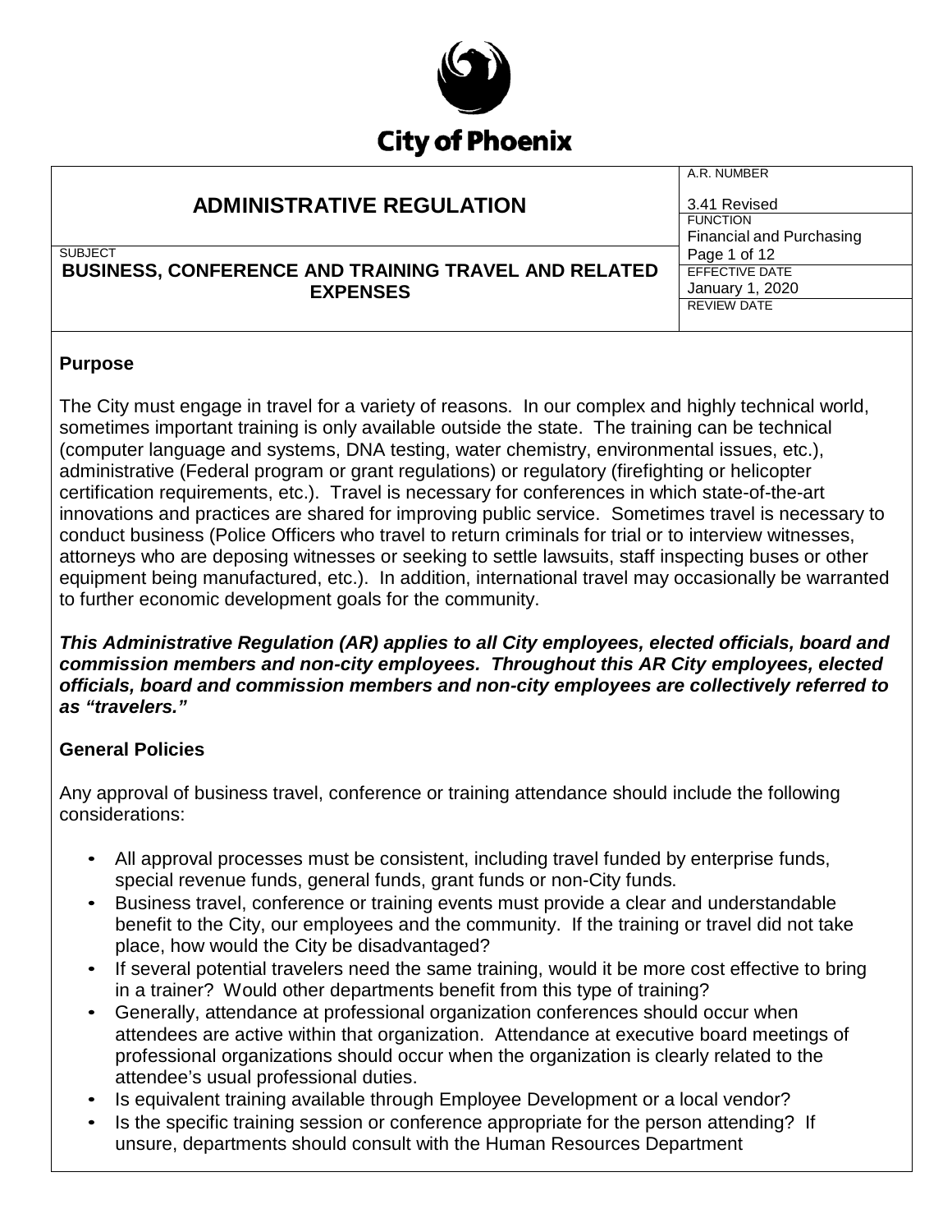**City of Phoenix**

| ADMINISTRATIVE REGULATION | A.R. NUMBER 3.41 Revised |
|---|---|
| | FUNCTION Financial and Purchasing |
| SUBJECT **BUSINESS, CONFERENCE AND TRAINING TRAVEL AND RELATED EXPENSES** | EFFECTIVE DATE January 1, 2020 |
| | REVIEW DATE |

## Purpose

The City must engage in travel for a variety of reasons. In our complex and highly technical world, sometimes important training is only available outside the state. The training can be technical (computer language and systems, DNA testing, water chemistry, environmental issues, etc.), administrative (Federal program or grant regulations) or regulatory (firefighting or helicopter certification requirements, etc.). Travel is necessary for conferences in which state-of-the-art innovations and practices are shared for improving public service. Sometimes travel is necessary to conduct business (Police Officers who travel to return criminals for trial or to interview witnesses, attorneys who are deposing witnesses or seeking to settle lawsuits, staff inspecting buses or other equipment being manufactured, etc.). In addition, international travel may occasionally be warranted to further economic development goals for the community.

***This Administrative Regulation (AR) applies to all City employees, elected officials, board and commission members and non-city employees. Throughout this AR City employees, elected officials, board and commission members and non-city employees are collectively referred to as "travelers."***

## General Policies

Any approval of business travel, conference or training attendance should include the following considerations:

- All approval processes must be consistent, including travel funded by enterprise funds, special revenue funds, general funds, grant funds or non-City funds.
- Business travel, conference or training events must provide a clear and understandable benefit to the City, our employees and the community. If the training or travel did not take place, how would the City be disadvantaged?
- If several potential travelers need the same training, would it be more cost effective to bring in a trainer? Would other departments benefit from this type of training?
- Generally, attendance at professional organization conferences should occur when attendees are active within that organization. Attendance at executive board meetings of professional organizations should occur when the organization is clearly related to the attendee's usual professional duties.
- Is equivalent training available through Employee Development or a local vendor?
- Is the specific training session or conference appropriate for the person attending? If unsure, departments should consult with the Human Resources Department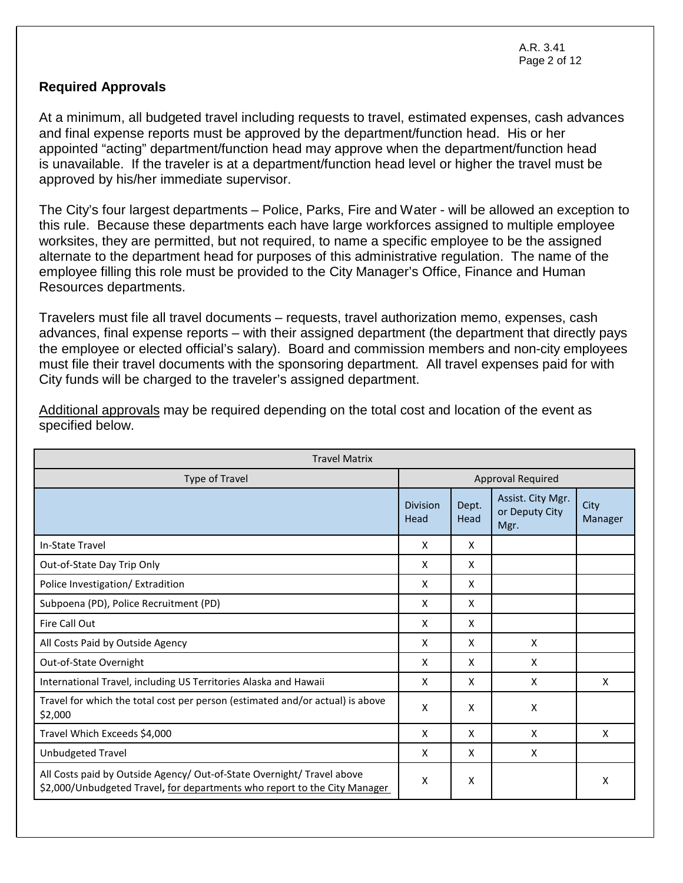## Required Approvals

At a minimum, all budgeted travel including requests to travel, estimated expenses, cash advances and final expense reports must be approved by the department/function head. His or her appointed "acting" department/function head may approve when the department/function head is unavailable. If the traveler is at a department/function head level or higher the travel must be approved by his/her immediate supervisor.

The City's four largest departments – Police, Parks, Fire and Water - will be allowed an exception to this rule. Because these departments each have large workforces assigned to multiple employee worksites, they are permitted, but not required, to name a specific employee to be the assigned alternate to the department head for purposes of this administrative regulation. The name of the employee filling this role must be provided to the City Manager's Office, Finance and Human Resources departments.

Travelers must file all travel documents – requests, travel authorization memo, expenses, cash advances, final expense reports – with their assigned department (the department that directly pays the employee or elected official's salary). Board and commission members and non-city employees must file their travel documents with the sponsoring department. All travel expenses paid for with City funds will be charged to the traveler's assigned department.

<u>Additional approvals</u> may be required depending on the total cost and location of the event as specified below.

| Travel Matrix | | | | |
|---|---|---|---|---|
| Type of Travel | Approval Required | | | |
| | Division Head | Dept. Head | Assist. City Mgr. or Deputy City Mgr. | City Manager |
| In-State Travel | X | X | | |
| Out-of-State Day Trip Only | X | X | | |
| Police Investigation/ Extradition | X | X | | |
| Subpoena (PD), Police Recruitment (PD) | X | X | | |
| Fire Call Out | X | X | | |
| All Costs Paid by Outside Agency | X | X | X | |
| Out-of-State Overnight | X | X | X | |
| International Travel, including US Territories Alaska and Hawaii | X | X | X | X |
| Travel for which the total cost per person (estimated and/or actual) is above $2,000 | X | X | X | |
| Travel Which Exceeds $4,000 | X | X | X | X |
| Unbudgeted Travel | X | X | X | |
| All Costs paid by Outside Agency/ Out-of-State Overnight/ Travel above $2,000/Unbudgeted Travel, <u>for departments who report to the City Manager</u> | X | X | | X |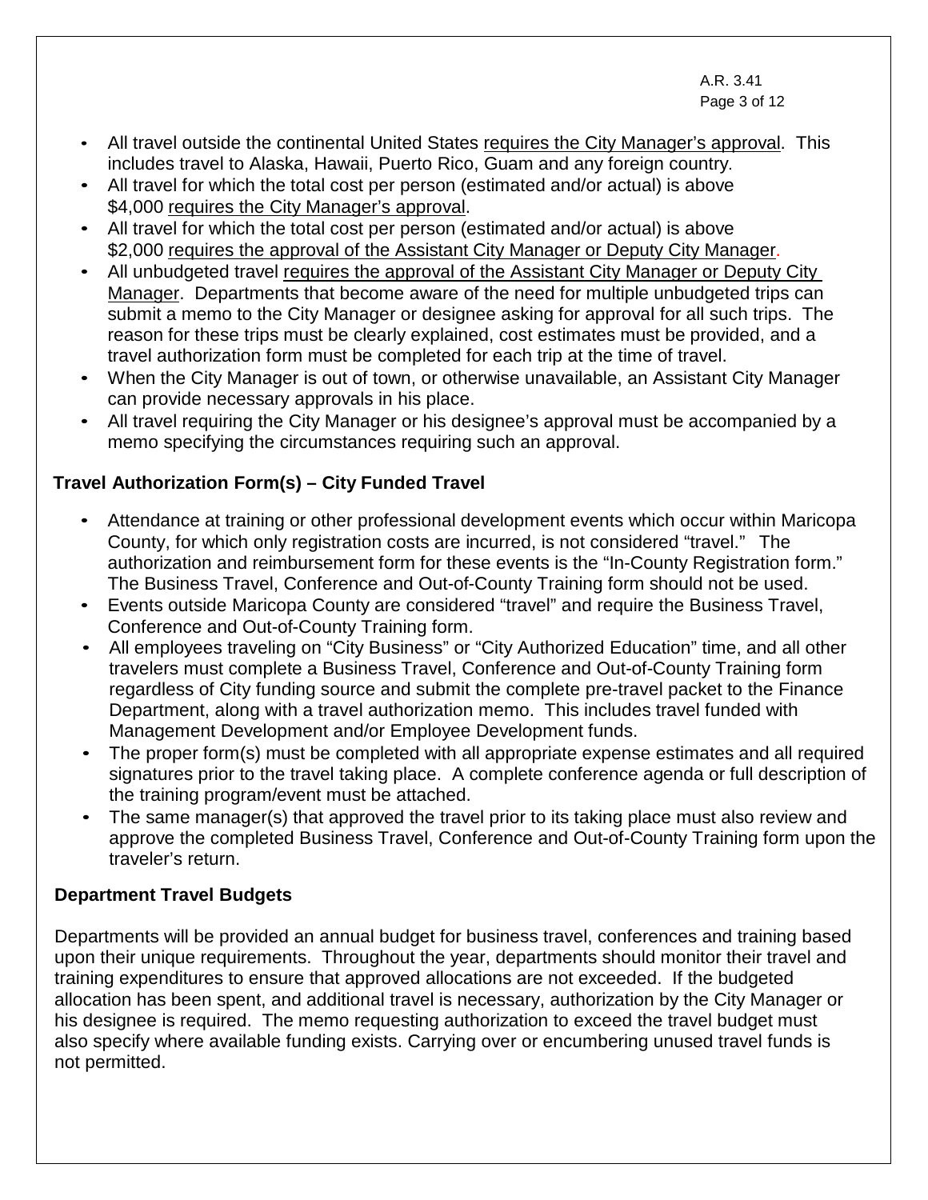- All travel outside the continental United States requires the City Manager's approval. This includes travel to Alaska, Hawaii, Puerto Rico, Guam and any foreign country.
- All travel for which the total cost per person (estimated and/or actual) is above $4,000 requires the City Manager's approval.
- All travel for which the total cost per person (estimated and/or actual) is above $2,000 requires the approval of the Assistant City Manager or Deputy City Manager.
- All unbudgeted travel requires the approval of the Assistant City Manager or Deputy City Manager. Departments that become aware of the need for multiple unbudgeted trips can submit a memo to the City Manager or designee asking for approval for all such trips. The reason for these trips must be clearly explained, cost estimates must be provided, and a travel authorization form must be completed for each trip at the time of travel.
- When the City Manager is out of town, or otherwise unavailable, an Assistant City Manager can provide necessary approvals in his place.
- All travel requiring the City Manager or his designee's approval must be accompanied by a memo specifying the circumstances requiring such an approval.

### Travel Authorization Form(s) – City Funded Travel

- Attendance at training or other professional development events which occur within Maricopa County, for which only registration costs are incurred, is not considered "travel." The authorization and reimbursement form for these events is the "In-County Registration form." The Business Travel, Conference and Out-of-County Training form should not be used.
- Events outside Maricopa County are considered "travel" and require the Business Travel, Conference and Out-of-County Training form.
- All employees traveling on "City Business" or "City Authorized Education" time, and all other travelers must complete a Business Travel, Conference and Out-of-County Training form regardless of City funding source and submit the complete pre-travel packet to the Finance Department, along with a travel authorization memo. This includes travel funded with Management Development and/or Employee Development funds.
- The proper form(s) must be completed with all appropriate expense estimates and all required signatures prior to the travel taking place. A complete conference agenda or full description of the training program/event must be attached.
- The same manager(s) that approved the travel prior to its taking place must also review and approve the completed Business Travel, Conference and Out-of-County Training form upon the traveler's return.

### Department Travel Budgets

Departments will be provided an annual budget for business travel, conferences and training based upon their unique requirements. Throughout the year, departments should monitor their travel and training expenditures to ensure that approved allocations are not exceeded. If the budgeted allocation has been spent, and additional travel is necessary, authorization by the City Manager or his designee is required. The memo requesting authorization to exceed the travel budget must also specify where available funding exists. Carrying over or encumbering unused travel funds is not permitted.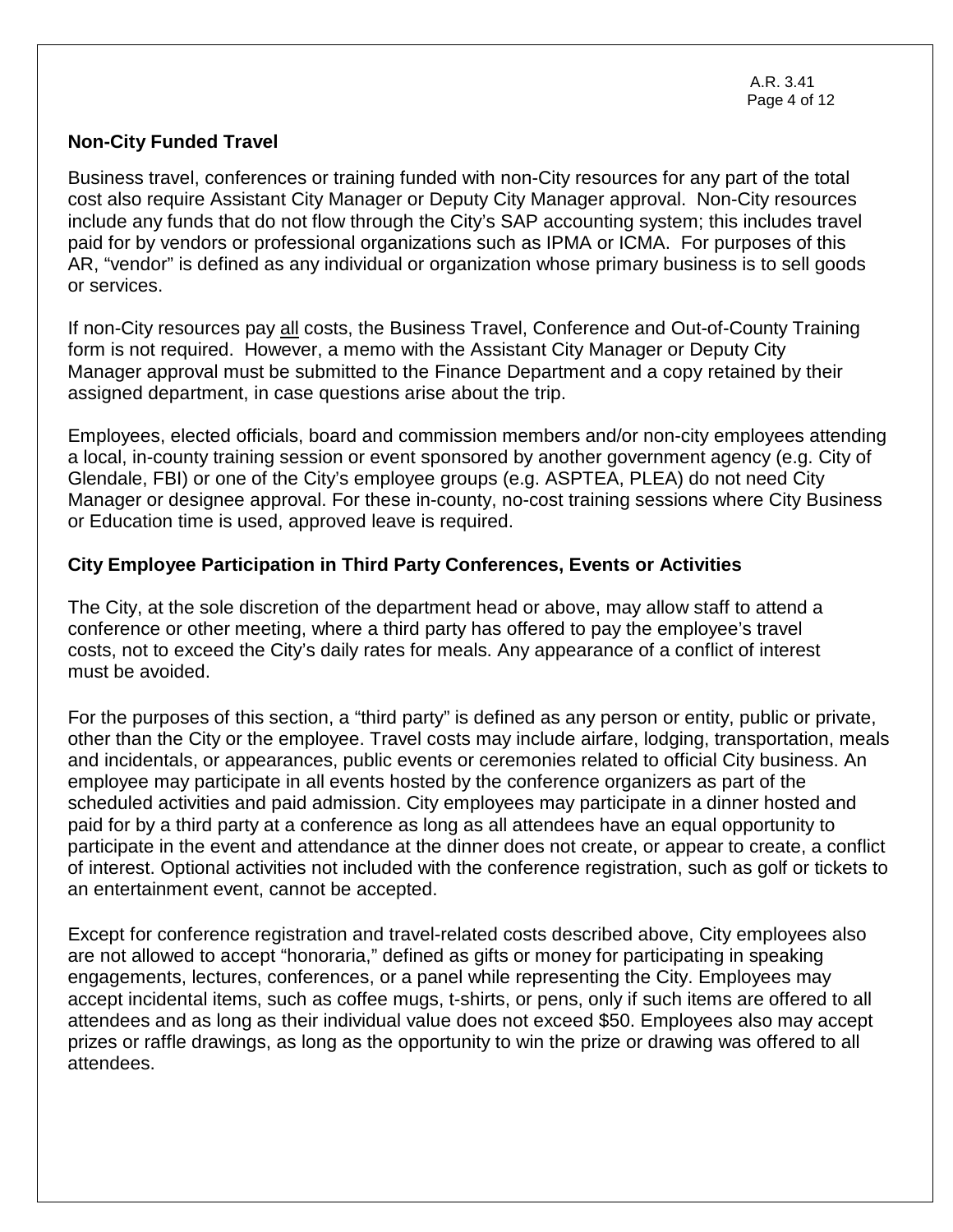## Non-City Funded Travel

Business travel, conferences or training funded with non-City resources for any part of the total cost also require Assistant City Manager or Deputy City Manager approval. Non-City resources include any funds that do not flow through the City's SAP accounting system; this includes travel paid for by vendors or professional organizations such as IPMA or ICMA. For purposes of this AR, "vendor" is defined as any individual or organization whose primary business is to sell goods or services.

If non-City resources pay all costs, the Business Travel, Conference and Out-of-County Training form is not required. However, a memo with the Assistant City Manager or Deputy City Manager approval must be submitted to the Finance Department and a copy retained by their assigned department, in case questions arise about the trip.

Employees, elected officials, board and commission members and/or non-city employees attending a local, in-county training session or event sponsored by another government agency (e.g. City of Glendale, FBI) or one of the City's employee groups (e.g. ASPTEA, PLEA) do not need City Manager or designee approval. For these in-county, no-cost training sessions where City Business or Education time is used, approved leave is required.

## City Employee Participation in Third Party Conferences, Events or Activities

The City, at the sole discretion of the department head or above, may allow staff to attend a conference or other meeting, where a third party has offered to pay the employee's travel costs, not to exceed the City's daily rates for meals. Any appearance of a conflict of interest must be avoided.

For the purposes of this section, a "third party" is defined as any person or entity, public or private, other than the City or the employee. Travel costs may include airfare, lodging, transportation, meals and incidentals, or appearances, public events or ceremonies related to official City business. An employee may participate in all events hosted by the conference organizers as part of the scheduled activities and paid admission. City employees may participate in a dinner hosted and paid for by a third party at a conference as long as all attendees have an equal opportunity to participate in the event and attendance at the dinner does not create, or appear to create, a conflict of interest. Optional activities not included with the conference registration, such as golf or tickets to an entertainment event, cannot be accepted.

Except for conference registration and travel-related costs described above, City employees also are not allowed to accept "honoraria," defined as gifts or money for participating in speaking engagements, lectures, conferences, or a panel while representing the City. Employees may accept incidental items, such as coffee mugs, t-shirts, or pens, only if such items are offered to all attendees and as long as their individual value does not exceed $50. Employees also may accept prizes or raffle drawings, as long as the opportunity to win the prize or drawing was offered to all attendees.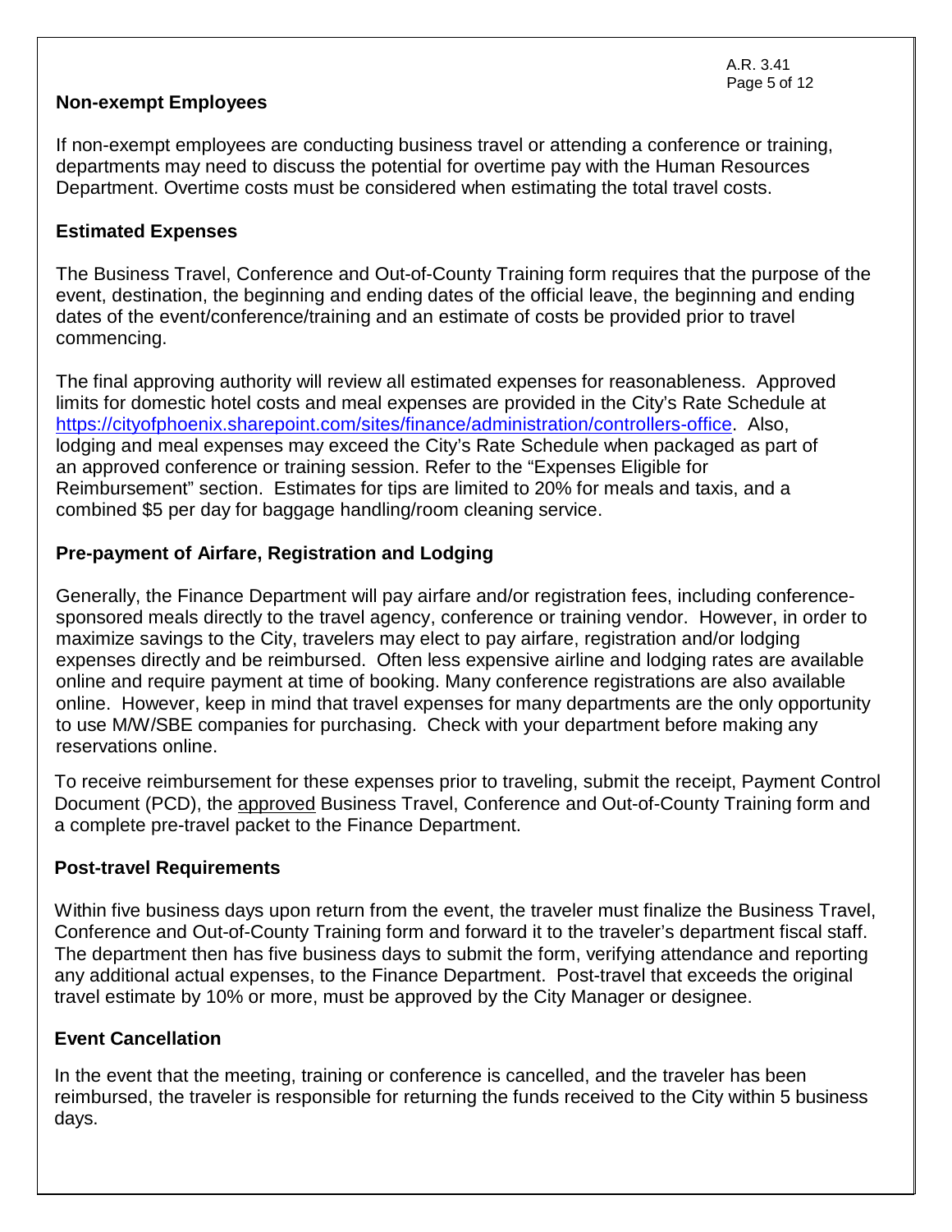## Non-exempt Employees

If non-exempt employees are conducting business travel or attending a conference or training, departments may need to discuss the potential for overtime pay with the Human Resources Department. Overtime costs must be considered when estimating the total travel costs.

## Estimated Expenses

The Business Travel, Conference and Out-of-County Training form requires that the purpose of the event, destination, the beginning and ending dates of the official leave, the beginning and ending dates of the event/conference/training and an estimate of costs be provided prior to travel commencing.

The final approving authority will review all estimated expenses for reasonableness. Approved limits for domestic hotel costs and meal expenses are provided in the City's Rate Schedule at [https://cityofphoenix.sharepoint.com/sites/finance/administration/controllers-office](https://cityofphoenix.sharepoint.com/sites/finance/administration/controllers-office). Also, lodging and meal expenses may exceed the City's Rate Schedule when packaged as part of an approved conference or training session. Refer to the "Expenses Eligible for Reimbursement" section. Estimates for tips are limited to 20% for meals and taxis, and a combined $5 per day for baggage handling/room cleaning service.

## Pre-payment of Airfare, Registration and Lodging

Generally, the Finance Department will pay airfare and/or registration fees, including conference-sponsored meals directly to the travel agency, conference or training vendor. However, in order to maximize savings to the City, travelers may elect to pay airfare, registration and/or lodging expenses directly and be reimbursed. Often less expensive airline and lodging rates are available online and require payment at time of booking. Many conference registrations are also available online. However, keep in mind that travel expenses for many departments are the only opportunity to use M/W/SBE companies for purchasing. Check with your department before making any reservations online.

To receive reimbursement for these expenses prior to traveling, submit the receipt, Payment Control Document (PCD), the <u>approved</u> Business Travel, Conference and Out-of-County Training form and a complete pre-travel packet to the Finance Department.

## Post-travel Requirements

Within five business days upon return from the event, the traveler must finalize the Business Travel, Conference and Out-of-County Training form and forward it to the traveler's department fiscal staff. The department then has five business days to submit the form, verifying attendance and reporting any additional actual expenses, to the Finance Department. Post-travel that exceeds the original travel estimate by 10% or more, must be approved by the City Manager or designee.

## Event Cancellation

In the event that the meeting, training or conference is cancelled, and the traveler has been reimbursed, the traveler is responsible for returning the funds received to the City within 5 business days.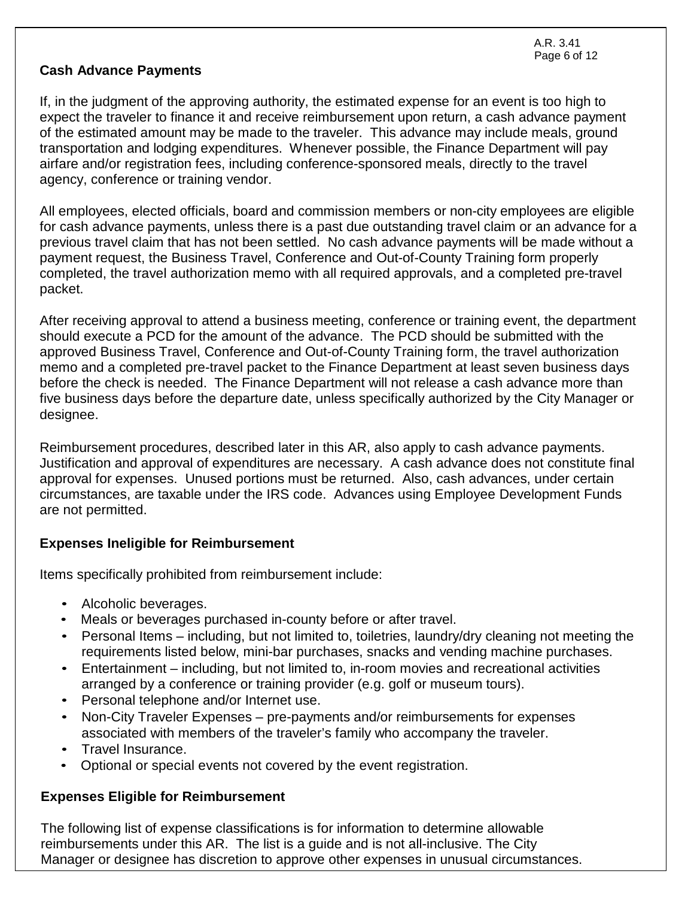### Cash Advance Payments

If, in the judgment of the approving authority, the estimated expense for an event is too high to expect the traveler to finance it and receive reimbursement upon return, a cash advance payment of the estimated amount may be made to the traveler. This advance may include meals, ground transportation and lodging expenditures. Whenever possible, the Finance Department will pay airfare and/or registration fees, including conference-sponsored meals, directly to the travel agency, conference or training vendor.

All employees, elected officials, board and commission members or non-city employees are eligible for cash advance payments, unless there is a past due outstanding travel claim or an advance for a previous travel claim that has not been settled. No cash advance payments will be made without a payment request, the Business Travel, Conference and Out-of-County Training form properly completed, the travel authorization memo with all required approvals, and a completed pre-travel packet.

After receiving approval to attend a business meeting, conference or training event, the department should execute a PCD for the amount of the advance. The PCD should be submitted with the approved Business Travel, Conference and Out-of-County Training form, the travel authorization memo and a completed pre-travel packet to the Finance Department at least seven business days before the check is needed. The Finance Department will not release a cash advance more than five business days before the departure date, unless specifically authorized by the City Manager or designee.

Reimbursement procedures, described later in this AR, also apply to cash advance payments. Justification and approval of expenditures are necessary. A cash advance does not constitute final approval for expenses. Unused portions must be returned. Also, cash advances, under certain circumstances, are taxable under the IRS code. Advances using Employee Development Funds are not permitted.

### Expenses Ineligible for Reimbursement

Items specifically prohibited from reimbursement include:

- Alcoholic beverages.
- Meals or beverages purchased in-county before or after travel.
- Personal Items – including, but not limited to, toiletries, laundry/dry cleaning not meeting the requirements listed below, mini-bar purchases, snacks and vending machine purchases.
- Entertainment – including, but not limited to, in-room movies and recreational activities arranged by a conference or training provider (e.g. golf or museum tours).
- Personal telephone and/or Internet use.
- Non-City Traveler Expenses – pre-payments and/or reimbursements for expenses associated with members of the traveler's family who accompany the traveler.
- Travel Insurance.
- Optional or special events not covered by the event registration.

### Expenses Eligible for Reimbursement

The following list of expense classifications is for information to determine allowable reimbursements under this AR. The list is a guide and is not all-inclusive. The City Manager or designee has discretion to approve other expenses in unusual circumstances.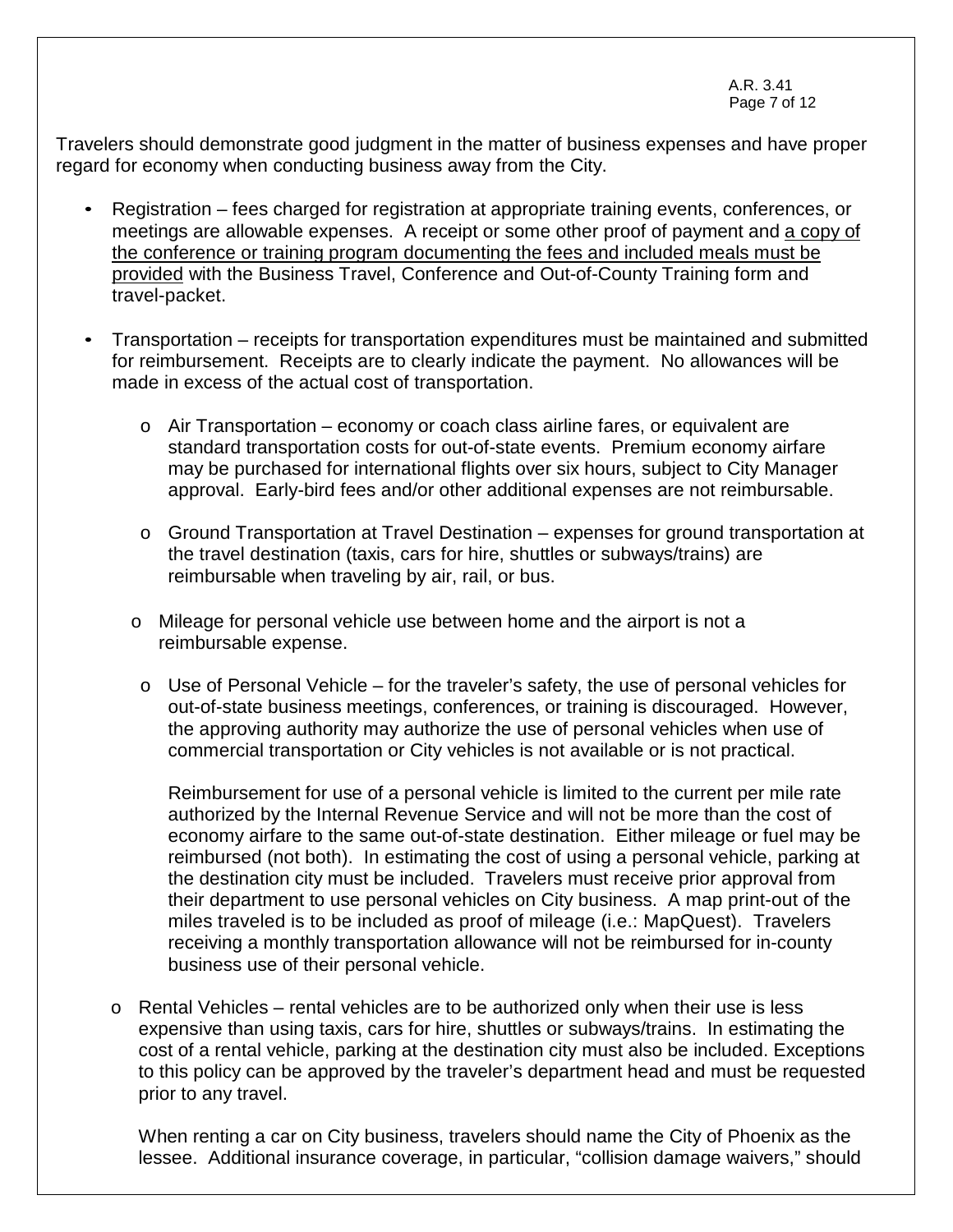Travelers should demonstrate good judgment in the matter of business expenses and have proper regard for economy when conducting business away from the City.

- Registration – fees charged for registration at appropriate training events, conferences, or meetings are allowable expenses. A receipt or some other proof of payment and <u>a copy of the conference or training program documenting the fees and included meals must be provided</u> with the Business Travel, Conference and Out-of-County Training form and travel-packet.

- Transportation – receipts for transportation expenditures must be maintained and submitted for reimbursement. Receipts are to clearly indicate the payment. No allowances will be made in excess of the actual cost of transportation.

  - Air Transportation – economy or coach class airline fares, or equivalent are standard transportation costs for out-of-state events. Premium economy airfare may be purchased for international flights over six hours, subject to City Manager approval. Early-bird fees and/or other additional expenses are not reimbursable.

  - Ground Transportation at Travel Destination – expenses for ground transportation at the travel destination (taxis, cars for hire, shuttles or subways/trains) are reimbursable when traveling by air, rail, or bus.

  - Mileage for personal vehicle use between home and the airport is not a reimbursable expense.

  - Use of Personal Vehicle – for the traveler's safety, the use of personal vehicles for out-of-state business meetings, conferences, or training is discouraged. However, the approving authority may authorize the use of personal vehicles when use of commercial transportation or City vehicles is not available or is not practical.

    Reimbursement for use of a personal vehicle is limited to the current per mile rate authorized by the Internal Revenue Service and will not be more than the cost of economy airfare to the same out-of-state destination. Either mileage or fuel may be reimbursed (not both). In estimating the cost of using a personal vehicle, parking at the destination city must be included. Travelers must receive prior approval from their department to use personal vehicles on City business. A map print-out of the miles traveled is to be included as proof of mileage (i.e.: MapQuest). Travelers receiving a monthly transportation allowance will not be reimbursed for in-county business use of their personal vehicle.

  - Rental Vehicles – rental vehicles are to be authorized only when their use is less expensive than using taxis, cars for hire, shuttles or subways/trains. In estimating the cost of a rental vehicle, parking at the destination city must also be included. Exceptions to this policy can be approved by the traveler's department head and must be requested prior to any travel.

    When renting a car on City business, travelers should name the City of Phoenix as the lessee. Additional insurance coverage, in particular, "collision damage waivers," should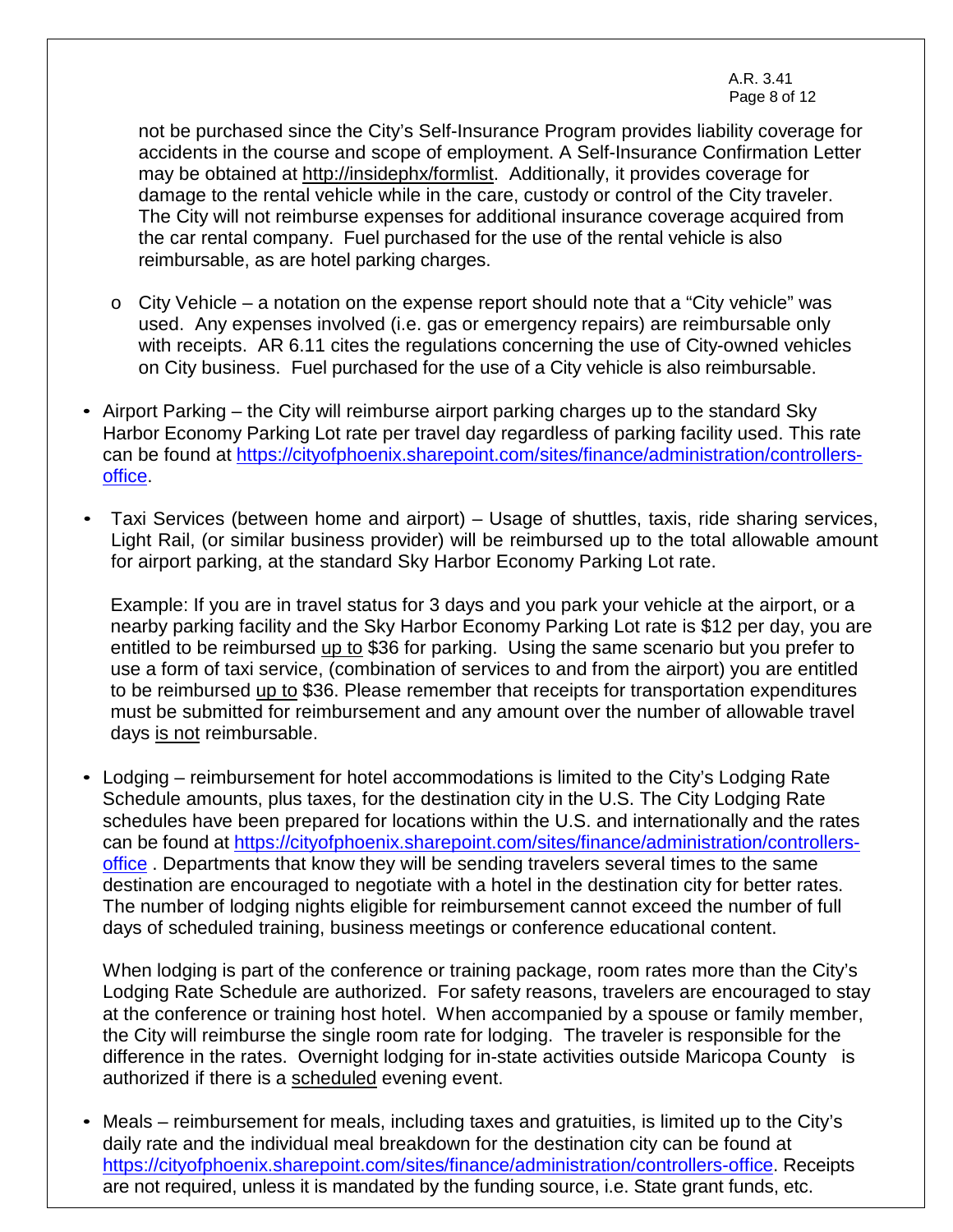not be purchased since the City's Self-Insurance Program provides liability coverage for accidents in the course and scope of employment. A Self-Insurance Confirmation Letter may be obtained at http://insidephx/formlist. Additionally, it provides coverage for damage to the rental vehicle while in the care, custody or control of the City traveler. The City will not reimburse expenses for additional insurance coverage acquired from the car rental company. Fuel purchased for the use of the rental vehicle is also reimbursable, as are hotel parking charges.

  - City Vehicle – a notation on the expense report should note that a "City vehicle" was used. Any expenses involved (i.e. gas or emergency repairs) are reimbursable only with receipts. AR 6.11 cites the regulations concerning the use of City-owned vehicles on City business. Fuel purchased for the use of a City vehicle is also reimbursable.

- Airport Parking – the City will reimburse airport parking charges up to the standard Sky Harbor Economy Parking Lot rate per travel day regardless of parking facility used. This rate can be found at https://cityofphoenix.sharepoint.com/sites/finance/administration/controllers-office.

- Taxi Services (between home and airport) – Usage of shuttles, taxis, ride sharing services, Light Rail, (or similar business provider) will be reimbursed up to the total allowable amount for airport parking, at the standard Sky Harbor Economy Parking Lot rate.

  Example: If you are in travel status for 3 days and you park your vehicle at the airport, or a nearby parking facility and the Sky Harbor Economy Parking Lot rate is $12 per day, you are entitled to be reimbursed up to $36 for parking. Using the same scenario but you prefer to use a form of taxi service, (combination of services to and from the airport) you are entitled to be reimbursed up to $36. Please remember that receipts for transportation expenditures must be submitted for reimbursement and any amount over the number of allowable travel days is not reimbursable.

- Lodging – reimbursement for hotel accommodations is limited to the City's Lodging Rate Schedule amounts, plus taxes, for the destination city in the U.S. The City Lodging Rate schedules have been prepared for locations within the U.S. and internationally and the rates can be found at https://cityofphoenix.sharepoint.com/sites/finance/administration/controllers-office . Departments that know they will be sending travelers several times to the same destination are encouraged to negotiate with a hotel in the destination city for better rates. The number of lodging nights eligible for reimbursement cannot exceed the number of full days of scheduled training, business meetings or conference educational content.

  When lodging is part of the conference or training package, room rates more than the City's Lodging Rate Schedule are authorized. For safety reasons, travelers are encouraged to stay at the conference or training host hotel. When accompanied by a spouse or family member, the City will reimburse the single room rate for lodging. The traveler is responsible for the difference in the rates. Overnight lodging for in-state activities outside Maricopa County is authorized if there is a scheduled evening event.

- Meals – reimbursement for meals, including taxes and gratuities, is limited up to the City's daily rate and the individual meal breakdown for the destination city can be found at https://cityofphoenix.sharepoint.com/sites/finance/administration/controllers-office. Receipts are not required, unless it is mandated by the funding source, i.e. State grant funds, etc.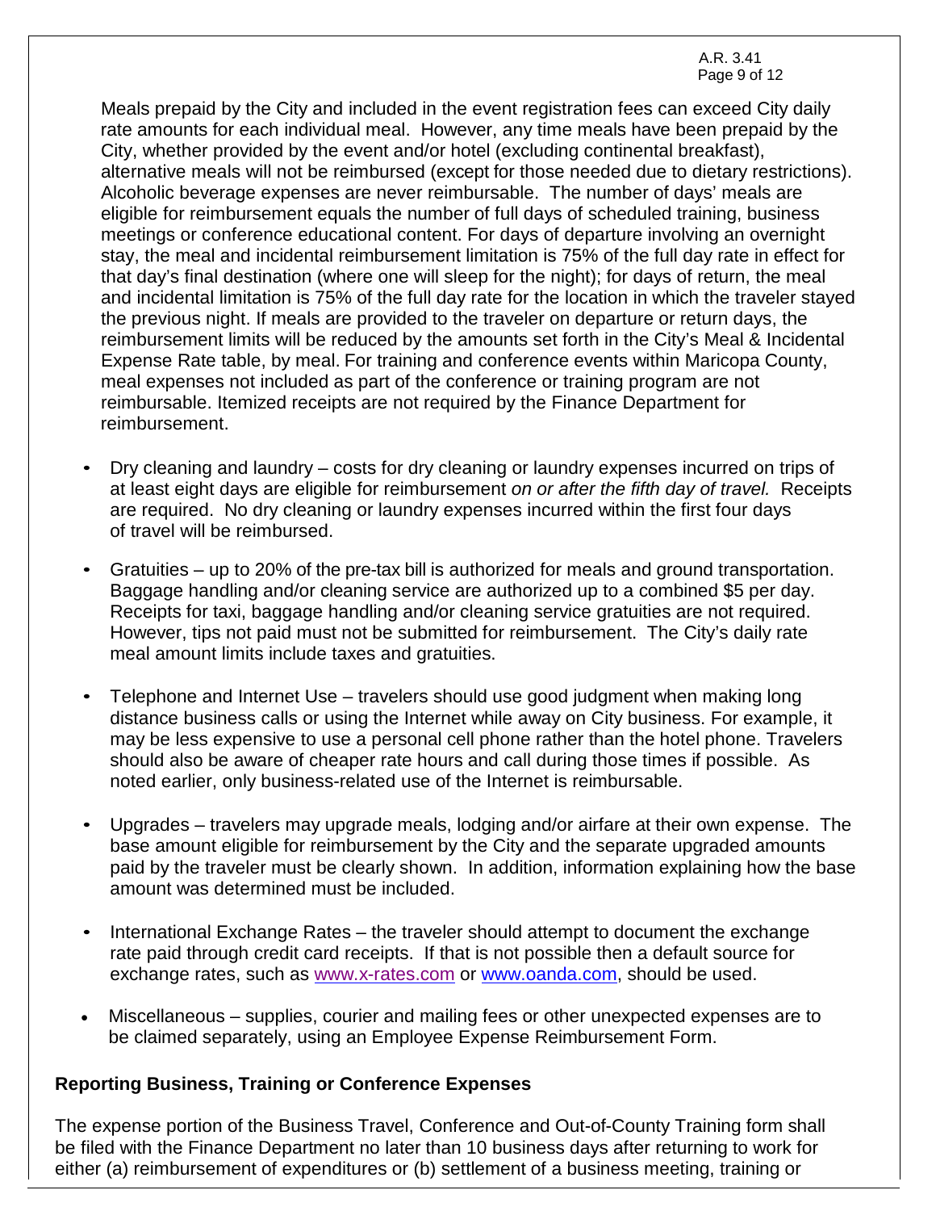Meals prepaid by the City and included in the event registration fees can exceed City daily rate amounts for each individual meal. However, any time meals have been prepaid by the City, whether provided by the event and/or hotel (excluding continental breakfast), alternative meals will not be reimbursed (except for those needed due to dietary restrictions). Alcoholic beverage expenses are never reimbursable. The number of days' meals are eligible for reimbursement equals the number of full days of scheduled training, business meetings or conference educational content. For days of departure involving an overnight stay, the meal and incidental reimbursement limitation is 75% of the full day rate in effect for that day's final destination (where one will sleep for the night); for days of return, the meal and incidental limitation is 75% of the full day rate for the location in which the traveler stayed the previous night. If meals are provided to the traveler on departure or return days, the reimbursement limits will be reduced by the amounts set forth in the City's Meal & Incidental Expense Rate table, by meal. For training and conference events within Maricopa County, meal expenses not included as part of the conference or training program are not reimbursable. Itemized receipts are not required by the Finance Department for reimbursement.

- Dry cleaning and laundry – costs for dry cleaning or laundry expenses incurred on trips of at least eight days are eligible for reimbursement *on or after the fifth day of travel.* Receipts are required. No dry cleaning or laundry expenses incurred within the first four days of travel will be reimbursed.

- Gratuities – up to 20% of the pre-tax bill is authorized for meals and ground transportation. Baggage handling and/or cleaning service are authorized up to a combined $5 per day. Receipts for taxi, baggage handling and/or cleaning service gratuities are not required. However, tips not paid must not be submitted for reimbursement. The City's daily rate meal amount limits include taxes and gratuities.

- Telephone and Internet Use – travelers should use good judgment when making long distance business calls or using the Internet while away on City business. For example, it may be less expensive to use a personal cell phone rather than the hotel phone. Travelers should also be aware of cheaper rate hours and call during those times if possible. As noted earlier, only business-related use of the Internet is reimbursable.

- Upgrades – travelers may upgrade meals, lodging and/or airfare at their own expense. The base amount eligible for reimbursement by the City and the separate upgraded amounts paid by the traveler must be clearly shown. In addition, information explaining how the base amount was determined must be included.

- International Exchange Rates – the traveler should attempt to document the exchange rate paid through credit card receipts. If that is not possible then a default source for exchange rates, such as www.x-rates.com or www.oanda.com, should be used.

- Miscellaneous – supplies, courier and mailing fees or other unexpected expenses are to be claimed separately, using an Employee Expense Reimbursement Form.

**Reporting Business, Training or Conference Expenses**

The expense portion of the Business Travel, Conference and Out-of-County Training form shall be filed with the Finance Department no later than 10 business days after returning to work for either (a) reimbursement of expenditures or (b) settlement of a business meeting, training or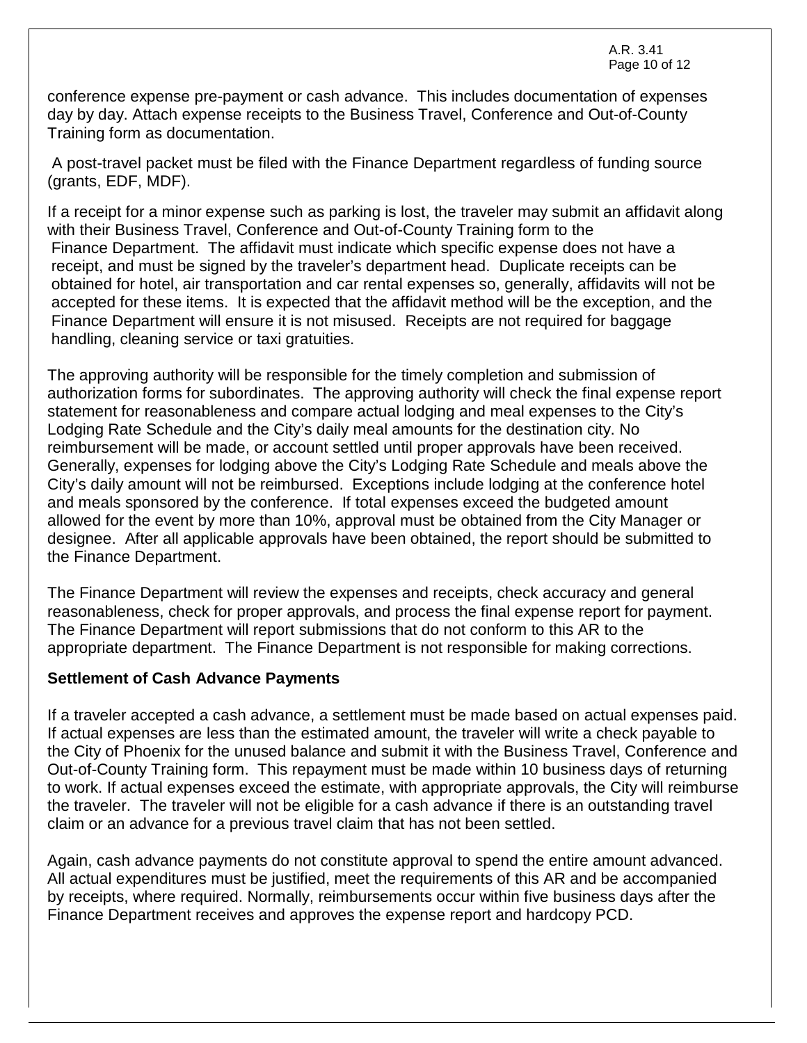conference expense pre-payment or cash advance. This includes documentation of expenses day by day. Attach expense receipts to the Business Travel, Conference and Out-of-County Training form as documentation.

A post-travel packet must be filed with the Finance Department regardless of funding source (grants, EDF, MDF).

If a receipt for a minor expense such as parking is lost, the traveler may submit an affidavit along with their Business Travel, Conference and Out-of-County Training form to the Finance Department. The affidavit must indicate which specific expense does not have a receipt, and must be signed by the traveler's department head. Duplicate receipts can be obtained for hotel, air transportation and car rental expenses so, generally, affidavits will not be accepted for these items. It is expected that the affidavit method will be the exception, and the Finance Department will ensure it is not misused. Receipts are not required for baggage handling, cleaning service or taxi gratuities.

The approving authority will be responsible for the timely completion and submission of authorization forms for subordinates. The approving authority will check the final expense report statement for reasonableness and compare actual lodging and meal expenses to the City's Lodging Rate Schedule and the City's daily meal amounts for the destination city. No reimbursement will be made, or account settled until proper approvals have been received. Generally, expenses for lodging above the City's Lodging Rate Schedule and meals above the City's daily amount will not be reimbursed. Exceptions include lodging at the conference hotel and meals sponsored by the conference. If total expenses exceed the budgeted amount allowed for the event by more than 10%, approval must be obtained from the City Manager or designee. After all applicable approvals have been obtained, the report should be submitted to the Finance Department.

The Finance Department will review the expenses and receipts, check accuracy and general reasonableness, check for proper approvals, and process the final expense report for payment. The Finance Department will report submissions that do not conform to this AR to the appropriate department. The Finance Department is not responsible for making corrections.

**Settlement of Cash Advance Payments**

If a traveler accepted a cash advance, a settlement must be made based on actual expenses paid. If actual expenses are less than the estimated amount, the traveler will write a check payable to the City of Phoenix for the unused balance and submit it with the Business Travel, Conference and Out-of-County Training form. This repayment must be made within 10 business days of returning to work. If actual expenses exceed the estimate, with appropriate approvals, the City will reimburse the traveler. The traveler will not be eligible for a cash advance if there is an outstanding travel claim or an advance for a previous travel claim that has not been settled.

Again, cash advance payments do not constitute approval to spend the entire amount advanced. All actual expenditures must be justified, meet the requirements of this AR and be accompanied by receipts, where required. Normally, reimbursements occur within five business days after the Finance Department receives and approves the expense report and hardcopy PCD.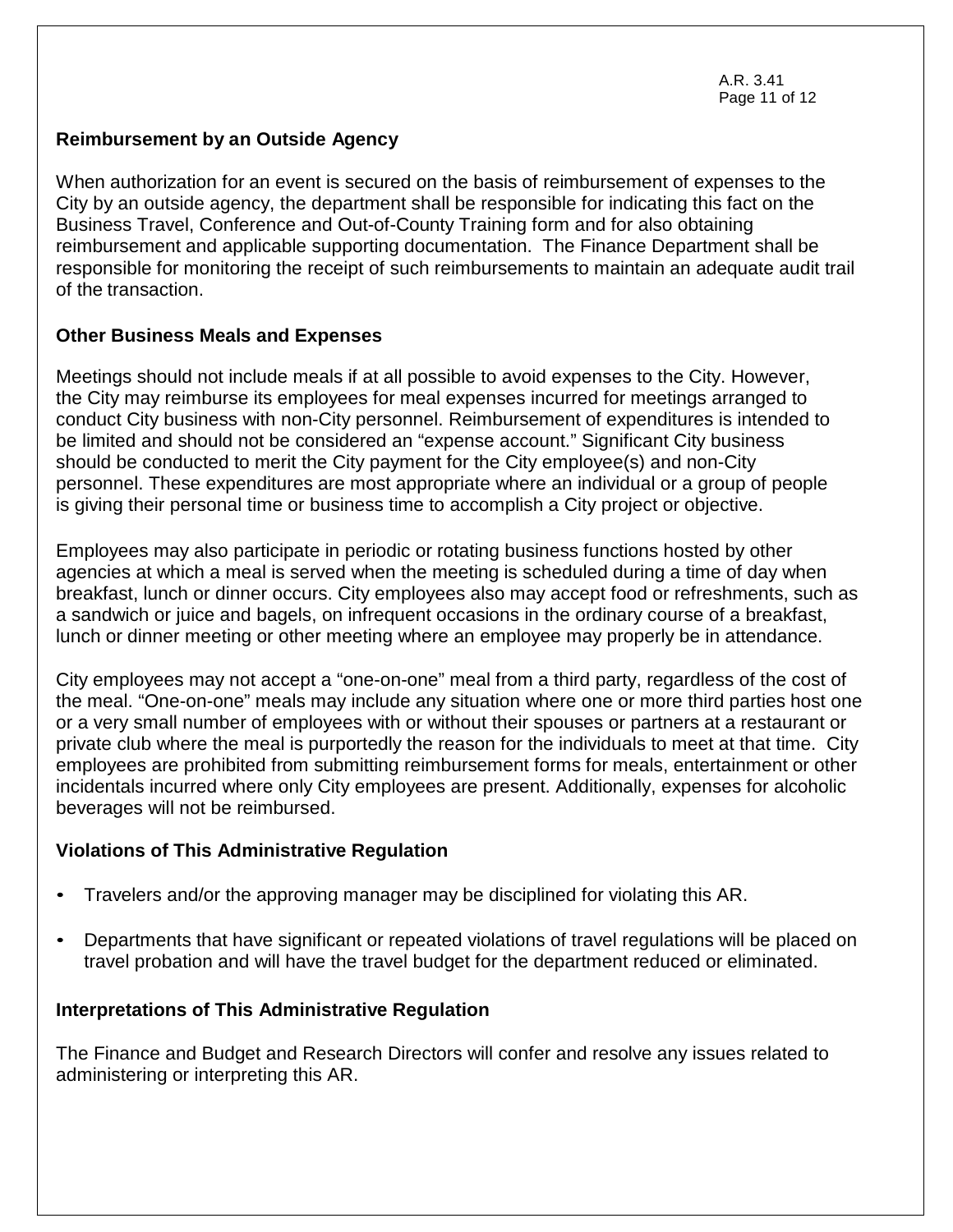**Reimbursement by an Outside Agency**

When authorization for an event is secured on the basis of reimbursement of expenses to the City by an outside agency, the department shall be responsible for indicating this fact on the Business Travel, Conference and Out-of-County Training form and for also obtaining reimbursement and applicable supporting documentation. The Finance Department shall be responsible for monitoring the receipt of such reimbursements to maintain an adequate audit trail of the transaction.

**Other Business Meals and Expenses**

Meetings should not include meals if at all possible to avoid expenses to the City. However, the City may reimburse its employees for meal expenses incurred for meetings arranged to conduct City business with non-City personnel. Reimbursement of expenditures is intended to be limited and should not be considered an "expense account." Significant City business should be conducted to merit the City payment for the City employee(s) and non-City personnel. These expenditures are most appropriate where an individual or a group of people is giving their personal time or business time to accomplish a City project or objective.

Employees may also participate in periodic or rotating business functions hosted by other agencies at which a meal is served when the meeting is scheduled during a time of day when breakfast, lunch or dinner occurs. City employees also may accept food or refreshments, such as a sandwich or juice and bagels, on infrequent occasions in the ordinary course of a breakfast, lunch or dinner meeting or other meeting where an employee may properly be in attendance.

City employees may not accept a "one-on-one" meal from a third party, regardless of the cost of the meal. "One-on-one" meals may include any situation where one or more third parties host one or a very small number of employees with or without their spouses or partners at a restaurant or private club where the meal is purportedly the reason for the individuals to meet at that time. City employees are prohibited from submitting reimbursement forms for meals, entertainment or other incidentals incurred where only City employees are present. Additionally, expenses for alcoholic beverages will not be reimbursed.

**Violations of This Administrative Regulation**

- Travelers and/or the approving manager may be disciplined for violating this AR.
- Departments that have significant or repeated violations of travel regulations will be placed on travel probation and will have the travel budget for the department reduced or eliminated.

**Interpretations of This Administrative Regulation**

The Finance and Budget and Research Directors will confer and resolve any issues related to administering or interpreting this AR.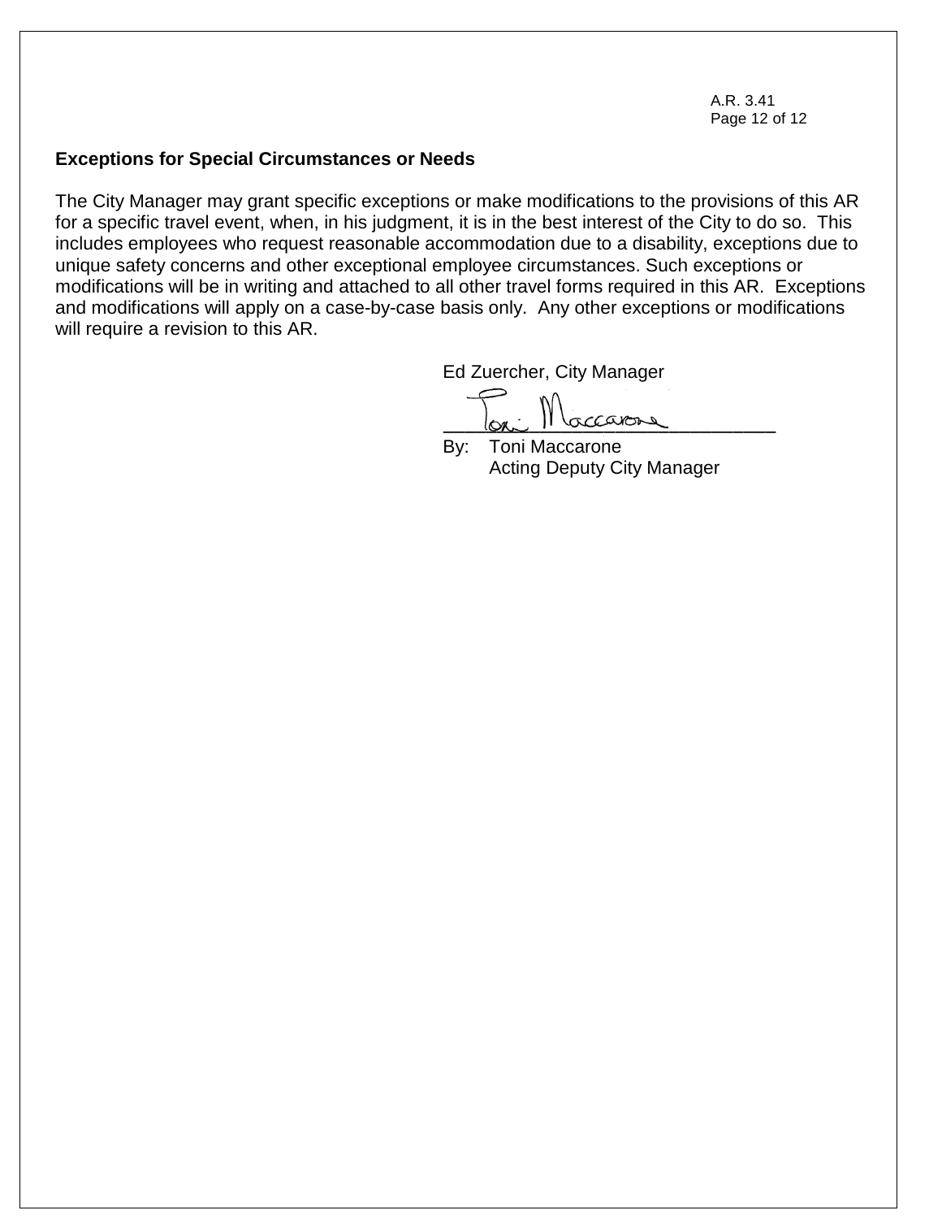## Exceptions for Special Circumstances or Needs

The City Manager may grant specific exceptions or make modifications to the provisions of this AR for a specific travel event, when, in his judgment, it is in the best interest of the City to do so. This includes employees who request reasonable accommodation due to a disability, exceptions due to unique safety concerns and other exceptional employee circumstances. Such exceptions or modifications will be in writing and attached to all other travel forms required in this AR. Exceptions and modifications will apply on a case-by-case basis only. Any other exceptions or modifications will require a revision to this AR.

Ed Zuercher, City Manager

Toni Maccarone

By: Toni Maccarone
Acting Deputy City Manager